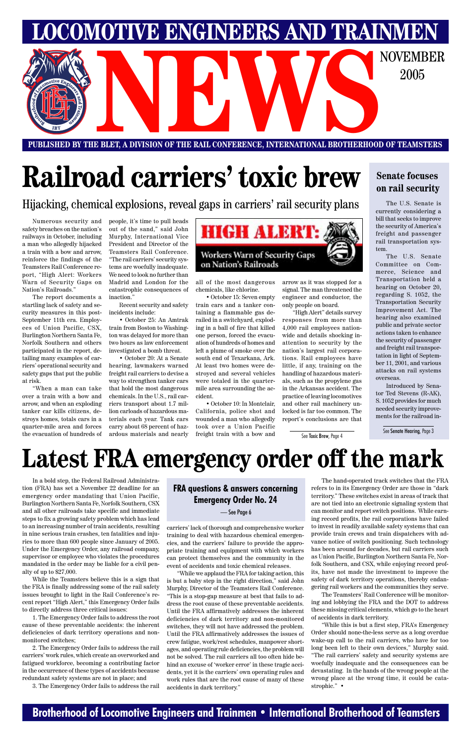# LOCOMOTIVE ENGINEERS AND TRAINMEN NEWS

NOVEMBER 2005

PUBLISHED BY THE BLET, A DIVISION OF THE RAIL CONFERENCE, INTERNATIONAL BROTHERHOOD OF TEAMSTERS

# Railroad carriers' toxic brew

## Hijacking, chemical explosions, reveal gaps in carriers' rail security plans

Numerous security and safety breaches on the nation's railways in October, including a man who allegedly hijacked a train with a bow and arrow, reinforce the findings of the Teamsters Rail Conference report, "High Alert: Workers Warn of Security Gaps on Nation's Railroads."

The report documents a startling lack of safety and security measures in this post-September 11th era. Employees of Union Pacific, CSX, Burlington Northern Santa Fe, Norfolk Southern and others participated in the report, detailing many examples of carriers' operational security and safety gaps that put the public at risk.

"When a man can take over a train with a bow and arrow, and when an exploding tanker car kills citizens, destroys homes, totals cars in a quarter-mile area and forces the evacuation of hundreds of people, it's time to pull heads out of the sand," said John Murphy, International Vice President and Director of the Teamsters Rail Conference. "The rail carriers' security systems are woefully inadequate. We need to look no further than Madrid and London for the catastrophic consequences of inaction."

Recent security and safety incidents include:

• October 25: An Amtrak train from Boston to Washington was delayed for more than two hours as law enforcement investigated a bomb threat.

• October 20: At a Senate hearing, lawmakers warned freight rail carriers to devise a way to strengthen tanker cars that hold the most dangerous chemicals. In the U.S., rail carriers transport about 1.7 million carloads of hazardous materials each year. Tank cars carry about 68 percent of hazardous materials and nearly all of the most dangerous chemicals, like chlorine.

**HIGH ALERT: Workers Warn of Security Gaps on Nation's Railroads**

• October 15: Seven empty train cars and a tanker containing a flammable gas derailed in a switchyard, exploding in a ball of fire that killed one person, forced the evacuation of hundreds of homes and left a plume of smoke over the south end of Texarkana, Ark. At least two homes were destroyed and several vehicles were totaled in the quarter-mile area surrounding the accident.

• October 10: In Montclair, California, police shot and wounded a man who allegedly took over a Union Pacific freight train with a bow and arrow as it was stopped for a signal. The man threatened the engineer and conductor, the only people on board.

"High Alert" details survey responses from more than 4,000 rail employees nationwide and details shocking inattention to security by the nation's largest rail corporations. Rail employees have little, if any, training on the handling of hazardous materials, such as the propylene gas in the Arkansas accident. The practice of leaving locomotives and other rail machinery unlocked is far too common. The report's conclusions are that

See **Toxic Brew**, Page 4

## Senate focuses on rail security

The U.S. Senate is currently considering a bill that seeks to improve the security of America's freight and passenger rail transportation system.

The U.S. Senate Committee on Commerce, Science and Transportation held a hearing on October 20, regarding S. 1052, the Transportation Security Improvement Act. The hearing also examined public and private sector actions taken to enhance the security of passenger and freight rail transportation in light of September 11, 2001, and various attacks on rail systems overseas.

Introduced by Senator Ted Stevens (R-AK), S. 1052 provides for much needed security improvements for the railroad in-

See **Senate Hearing**, Page 3

# Latest FRA emergency order off the mark

In a bold step, the Federal Railroad Administration (FRA) has set a November 22 deadline for an emergency order mandating that Union Pacific, Burlington Northern Santa Fe, Norfolk Southern, CSX and all other railroads take specific and immediate steps to fix a growing safety problem which has lead to an increasing number of train accidents, resulting in nine serious train crashes, ten fatalities and injuries to more than 600 people since January of 2005. Under the Emergency Order, any railroad company, supervisor or employee who violates the procedures mandated in the order may be liable for a civil penalty of up to $27,000.

While the Teamsters believe this is a sign that the FRA is finally addressing some of the rail safety issues brought to light in the Rail Conference's recent report "High Alert," this Emergency Order fails to directly address three critical issues:

1. The Emergency Order fails to address the root cause of these preventable accidents: the inherent deficiencies of dark territory operations and non-monitored switches;

2. The Emergency Order fails to address the rail carriers' work rules, which create an overworked and fatigued workforce, becoming a contributing factor in the occurrence of these types of accidents because redundant safety systems are not in place; and

3. The Emergency Order fails to address the rail carriers' lack of thorough and comprehensive worker training to deal with hazardous chemical emergencies, and the carriers' failure to provide the appropriate training and equipment with which workers can protect themselves and the community in the event of accidents and toxic chemical releases.

**FRA questions & answers concerning Emergency Order No. 24**
— See Page 6

"While we applaud the FRA for taking action, this is but a baby step in the right direction," said John Murphy, Director of the Teamsters Rail Conference. "This is a stop-gap measure at best that fails to address the root cause of these preventable accidents. Until the FRA affirmatively addresses the inherent deficiencies of dark territory and non-monitored switches, they will not have addressed the problem. Until the FRA affirmatively addresses the issues of crew fatigue, work/rest schedules, manpower shortages, and operating rule deficiencies, the problem will not be solved. The rail carriers all too often hide behind an excuse of 'worker error' in these tragic accidents, yet it is the carriers' own operating rules and work rules that are the root cause of many of these accidents in dark territory."

The hand-operated track switches that the FRA refers to in its Emergency Order are those in "dark territory." These switches exist in areas of track that are not tied into an electronic signaling system that can monitor and report switch positions. While earning record profits, the rail corporations have failed to invest in readily available safety systems that can provide train crews and train dispatchers with advance notice of switch positioning. Such technology has been around for decades, but rail carriers such as Union Pacific, Burlington Northern Santa Fe, Norfolk Southern, and CSX, while enjoying record profits, have not made the investment to improve the safety of dark territory operations, thereby endangering rail workers and the communities they serve.

The Teamsters' Rail Conference will be monitoring and lobbying the FRA and the DOT to address these missing critical elements, which go to the heart of accidents in dark territory.

"While this is but a first step, FRA's Emergency Order should none-the-less serve as a long overdue wake-up call to the rail carriers, who have for too long been left to their own devices," Murphy said. "The rail carriers' safety and security systems are woefully inadequate and the consequences can be devastating. In the hands of the wrong people at the wrong time, it could be catastrophic." •

Brotherhood of Locomotive Engineers and Trainmen • International Brotherhood of Teamsters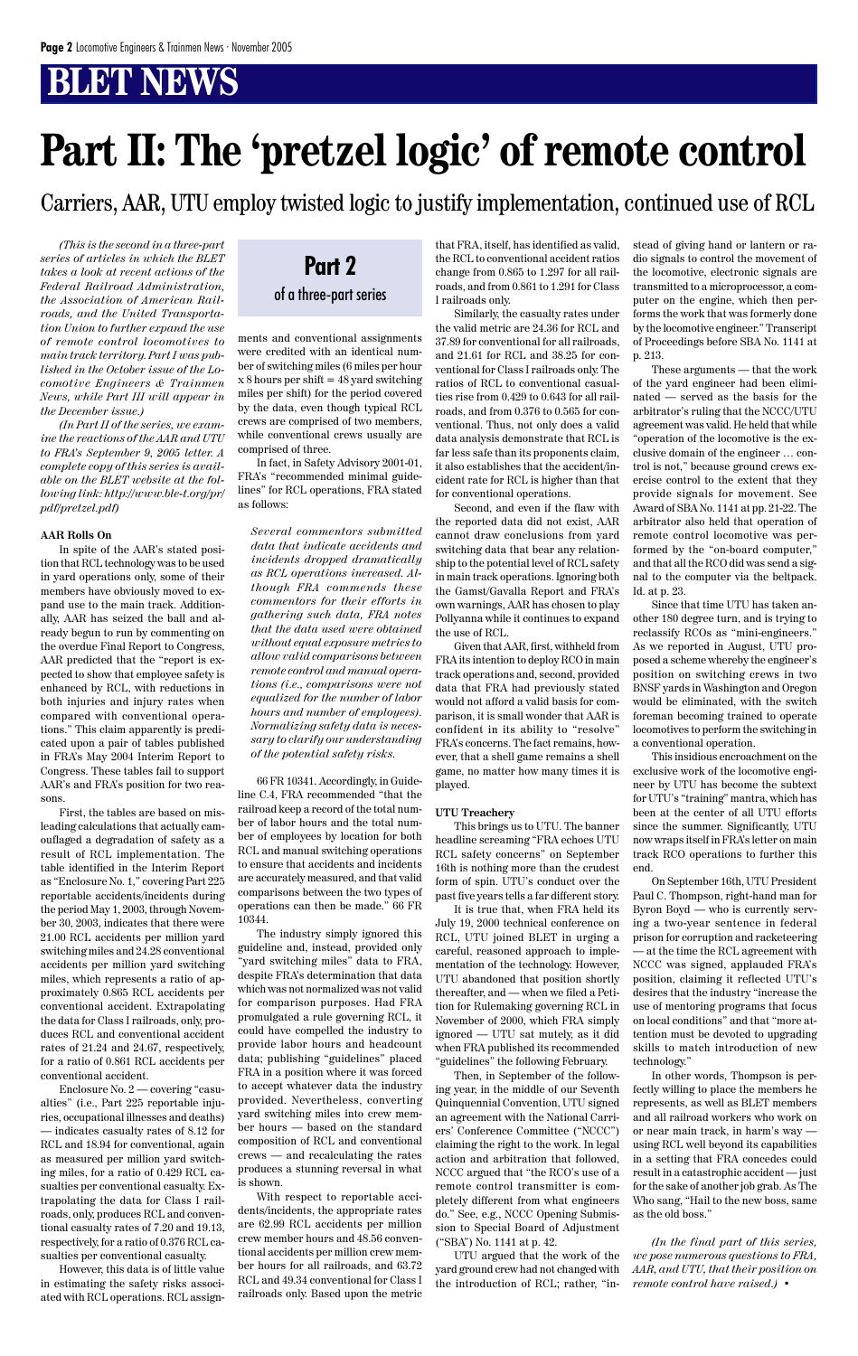# BLET NEWS

# Part II: The 'pretzel logic' of remote control

## Carriers, AAR, UTU employ twisted logic to justify implementation, continued use of RCL

*(This is the second in a three-part series of articles in which the BLET takes a look at recent actions of the Federal Railroad Administration, the Association of American Railroads, and the United Transportation Union to further expand the use of remote control locomotives to main track territory. Part I was published in the October issue of the Locomotive Engineers & Trainmen News, while Part III will appear in the December issue.)*

*(In Part II of the series, we examine the reactions of the AAR and UTU to FRA's September 9, 2005 letter. A complete copy of this series is available on the BLET website at the following link: http://www.ble-t.org/pr/pdf/pretzel.pdf)*

**Part 2**
of a three-part series

### AAR Rolls On

In spite of the AAR's stated position that RCL technology was to be used in yard operations only, some of their members have obviously moved to expand use to the main track. Additionally, AAR has seized the ball and already begun to run by commenting on the overdue Final Report to Congress, AAR predicted that the "report is expected to show that employee safety is enhanced by RCL, with reductions in both injuries and injury rates when compared with conventional operations." This claim apparently is predicated upon a pair of tables published in FRA's May 2004 Interim Report to Congress. These tables fail to support AAR's and FRA's position for two reasons.

First, the tables are based on misleading calculations that actually camouflaged a degradation of safety as a result of RCL implementation. The table identified in the Interim Report as "Enclosure No. 1," covering Part 225 reportable accidents/incidents during the period May 1, 2003, through November 30, 2003, indicates that there were 21.00 RCL accidents per million yard switching miles and 24.28 conventional accidents per million yard switching miles, which represents a ratio of approximately 0.865 RCL accidents per conventional accident. Extrapolating the data for Class I railroads, only, produces RCL and conventional accident rates of 21.24 and 24.67, respectively, for a ratio of 0.861 RCL accidents per conventional accident.

Enclosure No. 2 — covering "casualties" (i.e., Part 225 reportable injuries, occupational illnesses and deaths) — indicates casualty rates of 8.12 for RCL and 18.94 for conventional, again as measured per million yard switching miles, for a ratio of 0.429 RCL casualties per conventional casualty. Extrapolating the data for Class I railroads, only, produces RCL and conventional casualty rates of 7.20 and 19.13, respectively, for a ratio of 0.376 RCL casualties per conventional casualty.

However, this data is of little value in estimating the safety risks associated with RCL operations. RCL assignments and conventional assignments were credited with an identical number of switching miles (6 miles per hour x 8 hours per shift = 48 yard switching miles per shift) for the period covered by the data, even though typical RCL crews are comprised of two members, while conventional crews usually are comprised of three.

In fact, in Safety Advisory 2001-01, FRA's "recommended minimal guidelines" for RCL operations, FRA stated as follows:

> *Several commentors submitted data that indicate accidents and incidents dropped dramatically as RCL operations increased. Although FRA commends these commentors for their efforts in gathering such data, FRA notes that the data used were obtained without equal exposure metrics to allow valid comparisons between remote control and manual operations (i.e., comparisons were not equalized for the number of labor hours and number of employees). Normalizing safety data is necessary to clarify our understanding of the potential safety risks.*

66 FR 10341. Accordingly, in Guideline C.4, FRA recommended "that the railroad keep a record of the total number of labor hours and the total number of employees by location for both RCL and manual switching operations to ensure that accidents and incidents are accurately measured, and that valid comparisons between the two types of operations can then be made." 66 FR 10344.

The industry simply ignored this guideline and, instead, provided only "yard switching miles" data to FRA, despite FRA's determination that data which was not normalized was not valid for comparison purposes. Had FRA promulgated a rule governing RCL, it could have compelled the industry to provide labor hours and headcount data; publishing "guidelines" placed FRA in a position where it was forced to accept whatever data the industry provided. Nevertheless, converting yard switching miles into crew member hours — based on the standard composition of RCL and conventional crews — and recalculating the rates produces a stunning reversal in what is shown.

With respect to reportable accidents/incidents, the appropriate rates are 62.99 RCL accidents per million crew member hours and 48.56 conventional accidents per million crew member hours for all railroads, and 63.72 RCL and 49.34 conventional for Class I railroads only. Based upon the metric that FRA, itself, has identified as valid, the RCL to conventional accident ratios change from 0.865 to 1.297 for all railroads, and from 0.861 to 1.291 for Class I railroads only.

Similarly, the casualty rates under the valid metric are 24.36 for RCL and 37.89 for conventional for all railroads, and 21.61 for RCL and 38.25 for conventional for Class I railroads only. The ratios of RCL to conventional casualties rise from 0.429 to 0.643 for all railroads, and from 0.376 to 0.565 for conventional. Thus, not only does a valid data analysis demonstrate that RCL is far less safe than its proponents claim, it also establishes that the accident/incident rate for RCL is higher than that for conventional operations.

Second, and even if the flaw with the reported data did not exist, AAR cannot draw conclusions from yard switching data that bear any relationship to the potential level of RCL safety in main track operations. Ignoring both the Gamst/Gavalla Report and FRA's own warnings, AAR has chosen to play Pollyanna while it continues to expand the use of RCL.

Given that AAR, first, withheld from FRA its intention to deploy RCO in main track operations and, second, provided data that FRA had previously stated would not afford a valid basis for comparison, it is small wonder that AAR is confident in its ability to "resolve" FRA's concerns. The fact remains, however, that a shell game remains a shell game, no matter how many times it is played.

### UTU Treachery

This brings us to UTU. The banner headline screaming "FRA echoes UTU RCL safety concerns" on September 16th is nothing more than the crudest form of spin. UTU's conduct over the past five years tells a far different story.

It is true that, when FRA held its July 19, 2000 technical conference on RCL, UTU joined BLET in urging a careful, reasoned approach to implementation of the technology. However, UTU abandoned that position shortly thereafter, and — when we filed a Petition for Rulemaking governing RCL in November of 2000, which FRA simply ignored — UTU sat mutely, as it did when FRA published its recommended "guidelines" the following February.

Then, in September of the following year, in the middle of our Seventh Quinquennial Convention, UTU signed an agreement with the National Carriers' Conference Committee ("NCCC") claiming the right to the work. In legal action and arbitration that followed, NCCC argued that "the RCO's use of a remote control transmitter is completely different from what engineers do." See, e.g., NCCC Opening Submission to Special Board of Adjustment ("SBA") No. 1141 at p. 42.

UTU argued that the work of the yard ground crew had not changed with the introduction of RCL; rather, "instead of giving hand or lantern or radio signals to control the movement of the locomotive, electronic signals are transmitted to a microprocessor, a computer on the engine, which then performs the work that was formerly done by the locomotive engineer." Transcript of Proceedings before SBA No. 1141 at p. 213.

These arguments — that the work of the yard engineer had been eliminated — served as the basis for the arbitrator's ruling that the NCCC/UTU agreement was valid. He held that while "operation of the locomotive is the exclusive domain of the engineer … control is not," because ground crews exercise control to the extent that they provide signals for movement. See Award of SBA No. 1141 at pp. 21-22. The arbitrator also held that operation of remote control locomotive was performed by the "on-board computer," and that all the RCO did was send a signal to the computer via the beltpack. Id. at p. 23.

Since that time UTU has taken another 180 degree turn, and is trying to reclassify RCOs as "mini-engineers." As we reported in August, UTU proposed a scheme whereby the engineer's position on switching crews in two BNSF yards in Washington and Oregon would be eliminated, with the switch foreman becoming trained to operate locomotives to perform the switching in a conventional operation.

This insidious encroachment on the exclusive work of the locomotive engineer by UTU has become the subtext for UTU's "training" mantra, which has been at the center of all UTU efforts since the summer. Significantly, UTU now wraps itself in FRA's letter on main track RCO operations to further this end.

On September 16th, UTU President Paul C. Thompson, right-hand man for Byron Boyd — who is currently serving a two-year sentence in federal prison for corruption and racketeering — at the time the RCL agreement with NCCC was signed, applauded FRA's position, claiming it reflected UTU's desires that the industry "increase the use of mentoring programs that focus on local conditions" and that "more attention must be devoted to upgrading skills to match introduction of new technology."

In other words, Thompson is perfectly willing to place the members he represents, as well as BLET members and all railroad workers who work on or near main track, in harm's way — using RCL well beyond its capabilities in a setting that FRA concedes could result in a catastrophic accident — just for the sake of another job grab. As The Who sang, "Hail to the new boss, same as the old boss."

*(In the final part of this series, we pose numerous questions to FRA, AAR, and UTU, that their position on remote control have raised.)* •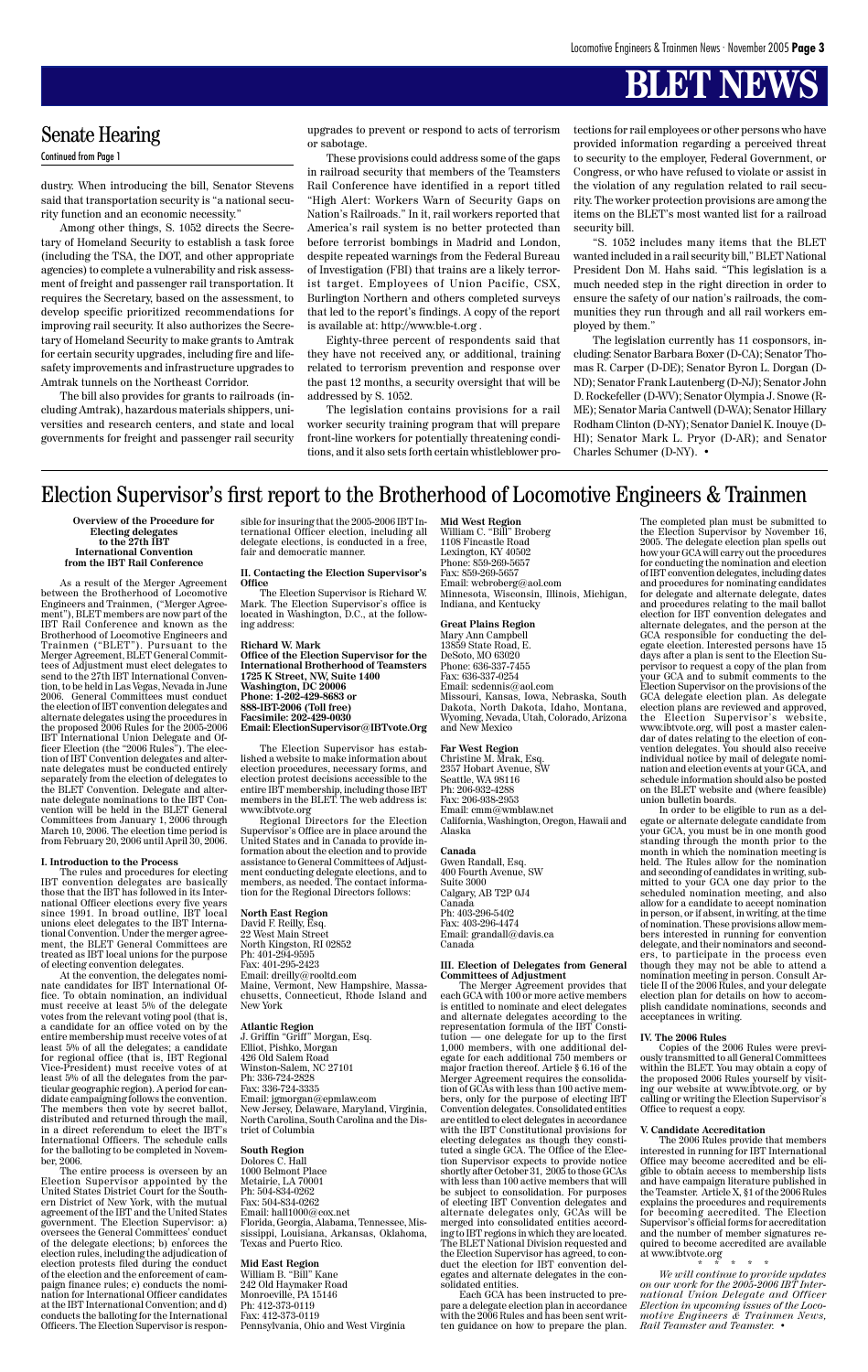## Senate Hearing

Continued from Page 1

dustry. When introducing the bill, Senator Stevens said that transportation security is "a national security function and an economic necessity."

Among other things, S. 1052 directs the Secretary of Homeland Security to establish a task force (including the TSA, the DOT, and other appropriate agencies) to complete a vulnerability and risk assessment of freight and passenger rail transportation. It requires the Secretary, based on the assessment, to develop specific prioritized recommendations for improving rail security. It also authorizes the Secretary of Homeland Security to make grants to Amtrak for certain security upgrades, including fire and life-safety improvements and infrastructure upgrades to Amtrak tunnels on the Northeast Corridor.

The bill also provides for grants to railroads (including Amtrak), hazardous materials shippers, universities and research centers, and state and local governments for freight and passenger rail security upgrades to prevent or respond to acts of terrorism or sabotage.

These provisions could address some of the gaps in railroad security that members of the Teamsters Rail Conference have identified in a report titled "High Alert: Workers Warn of Security Gaps on Nation's Railroads." In it, rail workers reported that America's rail system is no better protected than before terrorist bombings in Madrid and London, despite repeated warnings from the Federal Bureau of Investigation (FBI) that trains are a likely terrorist target. Employees of Union Pacific, CSX, Burlington Northern and others completed surveys that led to the report's findings. A copy of the report is available at: http://www.ble-t.org .

Eighty-three percent of respondents said that they have not received any, or additional, training related to terrorism prevention and response over the past 12 months, a security oversight that will be addressed by S. 1052.

The legislation contains provisions for a rail worker security training program that will prepare front-line workers for potentially threatening conditions, and it also sets forth certain whistleblower protections for rail employees or other persons who have provided information regarding a perceived threat to security to the employer, Federal Government, or Congress, or who have refused to violate or assist in the violation of any regulation related to rail security. The worker protection provisions are among the items on the BLET's most wanted list for a railroad security bill.

"S. 1052 includes many items that the BLET wanted included in a rail security bill," BLET National President Don M. Hahs said. "This legislation is a much needed step in the right direction in order to ensure the safety of our nation's railroads, the communities they run through and all rail workers employed by them."

The legislation currently has 11 cosponsors, including: Senator Barbara Boxer (D-CA); Senator Thomas R. Carper (D-DE); Senator Byron L. Dorgan (D-ND); Senator Frank Lautenberg (D-NJ); Senator John D. Rockefeller (D-WV); Senator Olympia J. Snowe (R-ME); Senator Maria Cantwell (D-WA); Senator Hillary Rodham Clinton (D-NY); Senator Daniel K. Inouye (D-HI); Senator Mark L. Pryor (D-AR); and Senator Charles Schumer (D-NY). •

## Election Supervisor's first report to the Brotherhood of Locomotive Engineers & Trainmen

**Overview of the Procedure for Electing delegates to the 27th IBT International Convention from the IBT Rail Conference**

As a result of the Merger Agreement between the Brotherhood of Locomotive Engineers and Trainmen, ("Merger Agreement"), BLET members are now part of the IBT Rail Conference and known as the Brotherhood of Locomotive Engineers and Trainmen ("BLET"). Pursuant to the Merger Agreement, BLET General Committees of Adjustment must elect delegates to send to the 27th IBT International Convention, to be held in Las Vegas, Nevada in June 2006. General Committees must conduct the election of IBT convention delegates and alternate delegates using the procedures in the proposed 2006 Rules for the 2005-2006 IBT International Union Delegate and Officer Election (the "2006 Rules"). The election of IBT Convention delegates and alternate delegates must be conducted entirely separately from the election of delegates to the BLET Convention. Delegate and alternate delegate nominations to the IBT Convention will be held in the BLET General Committees from January 1, 2006 through March 10, 2006. The election time period is from February 20, 2006 until April 30, 2006.

**I. Introduction to the Process**

The rules and procedures for electing IBT convention delegates are basically those that the IBT has followed in its International Officer elections every five years since 1991. In broad outline, IBT local unions elect delegates to the IBT International Convention. Under the merger agreement, the BLET General Committees are treated as IBT local unions for the purpose of electing convention delegates.

At the convention, the delegates nominate candidates for IBT International Office. To obtain nomination, an individual must receive at least 5% of the delegate votes from the relevant voting pool (that is, a candidate for an office voted on by the entire membership must receive votes of at least 5% of all the delegates; a candidate for regional office (that is, IBT Regional Vice-President) must receive votes of at least 5% of all the delegates from the particular geographic region). A period for candidate campaigning follows the convention. The members then vote by secret ballot, distributed and returned through the mail, in a direct referendum to elect the IBT's International Officers. The schedule calls for the balloting to be completed in November, 2006.

The entire process is overseen by an Election Supervisor appointed by the United States District Court for the Southern District of New York, with the mutual agreement of the IBT and the United States government. The Election Supervisor: a) oversees the General Committees' conduct of the delegate elections; b) enforces the election rules, including the adjudication of election protests filed during the conduct of the election and the enforcement of campaign finance rules; c) conducts the nomination for International Officer candidates at the IBT International Convention; and d) conducts the balloting for the International Officers. The Election Supervisor is responsible for insuring that the 2005-2006 IBT International Officer election, including all delegate elections, is conducted in a free, fair and democratic manner.

**II. Contacting the Election Supervisor's Office**

The Election Supervisor is Richard W. Mark. The Election Supervisor's office is located in Washington, D.C., at the following address:

**Richard W. Mark**
**Office of the Election Supervisor for the International Brotherhood of Teamsters**
**1725 K Street, NW, Suite 1400**
**Washington, DC 20006**
**Phone: 1-202-429-8683 or 888-IBT-2006 (Toll free)**
**Facsimile: 202-429-0030**
**Email: ElectionSupervisor@IBTvote.Org**

The Election Supervisor has established a website to make information about election procedures, necessary forms, and election protest decisions accessible to the entire IBT membership, including those IBT members in the BLET. The web address is: www.ibtvote.org

Regional Directors for the Election Supervisor's Office are in place around the United States and in Canada to provide information about the election and to provide assistance to General Committees of Adjustment conducting delegate elections, and to members, as needed. The contact information for the Regional Directors follows:

**North East Region**
David F. Reilly, Esq.
22 West Main Street
North Kingston, RI 02852
Ph: 401-294-9595
Fax: 401-295-2423
Email: dreilly@rooltd.com
Maine, Vermont, New Hampshire, Massachusetts, Connecticut, Rhode Island and New York

**Atlantic Region**
J. Griffin "Griff" Morgan, Esq.
Elliot, Pishko, Morgan
426 Old Salem Road
Winston-Salem, NC 27101
Ph: 336-724-2828
Fax: 336-724-3335
Email: jgmorgan@epmlaw.com
New Jersey, Delaware, Maryland, Virginia, North Carolina, South Carolina and the District of Columbia

**South Region**
Dolores C. Hall
1000 Belmont Place
Metairie, LA 70001
Ph: 504-834-0262
Fax: 504-834-0262
Email: hall1000@cox.net
Florida, Georgia, Alabama, Tennessee, Mississippi, Louisiana, Arkansas, Oklahoma, Texas and Puerto Rico.

**Mid East Region**
William B. "Bill" Kane
242 Old Haymaker Road
Monroeville, PA 15146
Ph: 412-373-0119
Fax: 412-373-0119
Pennsylvania, Ohio and West Virginia

**Mid West Region**
William C. "Bill" Broberg
1108 Fincastle Road
Lexington, KY 40502
Phone: 859-269-5657
Fax: 859-269-5657
Email: wcbroberg@aol.com
Minnesota, Wisconsin, Illinois, Michigan, Indiana, and Kentucky

**Great Plains Region**
Mary Ann Campbell
13859 State Road, E.
DeSoto, MO 63020
Phone: 636-337-7455
Fax: 636-337-0254
Email: scdennis@aol.com
Missouri, Kansas, Iowa, Nebraska, South Dakota, North Dakota, Idaho, Montana, Wyoming, Nevada, Utah, Colorado, Arizona and New Mexico

**Far West Region**
Christine M. Mrak, Esq.
2357 Hobart Avenue, SW
Seattle, WA 98116
Ph: 206-932-4288
Fax: 206-938-2953
Email: cmm@wmblaw.net
California, Washington, Oregon, Hawaii and Alaska

**Canada**
Gwen Randall, Esq.
400 Fourth Avenue, SW
Suite 3000
Calgary, AB T2P 0J4
Canada
Ph: 403-296-5402
Fax: 403-296-4474
Email: grandall@davis.ca
Canada

**III. Election of Delegates from General Committees of Adjustment**

The Merger Agreement provides that each GCA with 100 or more active members is entitled to nominate and elect delegates and alternate delegates according to the representation formula of the IBT Constitution — one delegate for up to the first 1,000 members, with one additional delegate for each additional 750 members or major fraction thereof. Article § 6.16 of the Merger Agreement requires the consolidation of GCAs with less than 100 active members, only for the purpose of electing IBT Convention delegates. Consolidated entities are entitled to elect delegates in accordance with the IBT Constitutional provisions for electing delegates as though they constituted a single GCA. The Office of the Election Supervisor expects to provide notice shortly after October 31, 2005 to those GCAs with less than 100 active members that will be subject to consolidation. For purposes of electing IBT Convention delegates and alternate delegates only, GCAs will be merged into consolidated entities according to IBT regions in which they are located. The BLET National Division requested and the Election Supervisor has agreed, to conduct the election for IBT convention delegates and alternate delegates in the consolidated entities.

Each GCA has been instructed to prepare a delegate election plan in accordance with the 2006 Rules and has been sent written guidance on how to prepare the plan. The completed plan must be submitted to the Election Supervisor by November 16, 2005. The delegate election plan spells out how your GCA will carry out the procedures for conducting the nomination and election of IBT convention delegates, including dates and procedures for nominating candidates for delegate and alternate delegate, dates and procedures relating to the mail ballot election for IBT convention delegates and alternate delegates, and the person at the GCA responsible for conducting the delegate election. Interested persons have 15 days after a plan is sent to the Election Supervisor to request a copy of the plan from your GCA and to submit comments to the Election Supervisor on the provisions of the GCA delegate election plan. As delegate election plans are reviewed and approved, the Election Supervisor's website, www.ibtvote.org, will post a master calendar of dates relating to the election of convention delegates. You should also receive individual notice by mail of delegate nomination and election events at your GCA, and schedule information should also be posted on the BLET website and (where feasible) union bulletin boards.

In order to be eligible to run as a delegate or alternate delegate candidate from your GCA, you must be in one month good standing through the month prior to the month in which the nomination meeting is held. The Rules allow for the nomination and seconding of candidates in writing, submitted to your GCA one day prior to the scheduled nomination meeting, and also allow for a candidate to accept nomination in person, or if absent, in writing, at the time of nomination. These provisions allow members interested in running for convention delegate, and their nominators and seconders, to participate in the process even though they may not be able to attend a nomination meeting in person. Consult Article II of the 2006 Rules, and your delegate election plan for details on how to accomplish candidate nominations, seconds and acceptances in writing.

**IV. The 2006 Rules**

Copies of the 2006 Rules were previously transmitted to all General Committees within the BLET. You may obtain a copy of the proposed 2006 Rules yourself by visiting our website at www.ibtvote.org, or by calling or writing the Election Supervisor's Office to request a copy.

**V. Candidate Accreditation**

The 2006 Rules provide that members interested in running for IBT International Office may become accredited and be eligible to obtain access to membership lists and have campaign literature published in the Teamster. Article X, §1 of the 2006 Rules explains the procedures and requirements for becoming accredited. The Election Supervisor's official forms for accreditation and the number of member signatures required to become accredited are available at www.ibtvote.org

\* \* \* \* \*

*We will continue to provide updates on our work for the 2005-2006 IBT International Union Delegate and Officer Election in upcoming issues of the Locomotive Engineers & Trainmen News, Rail Teamster and Teamster.* •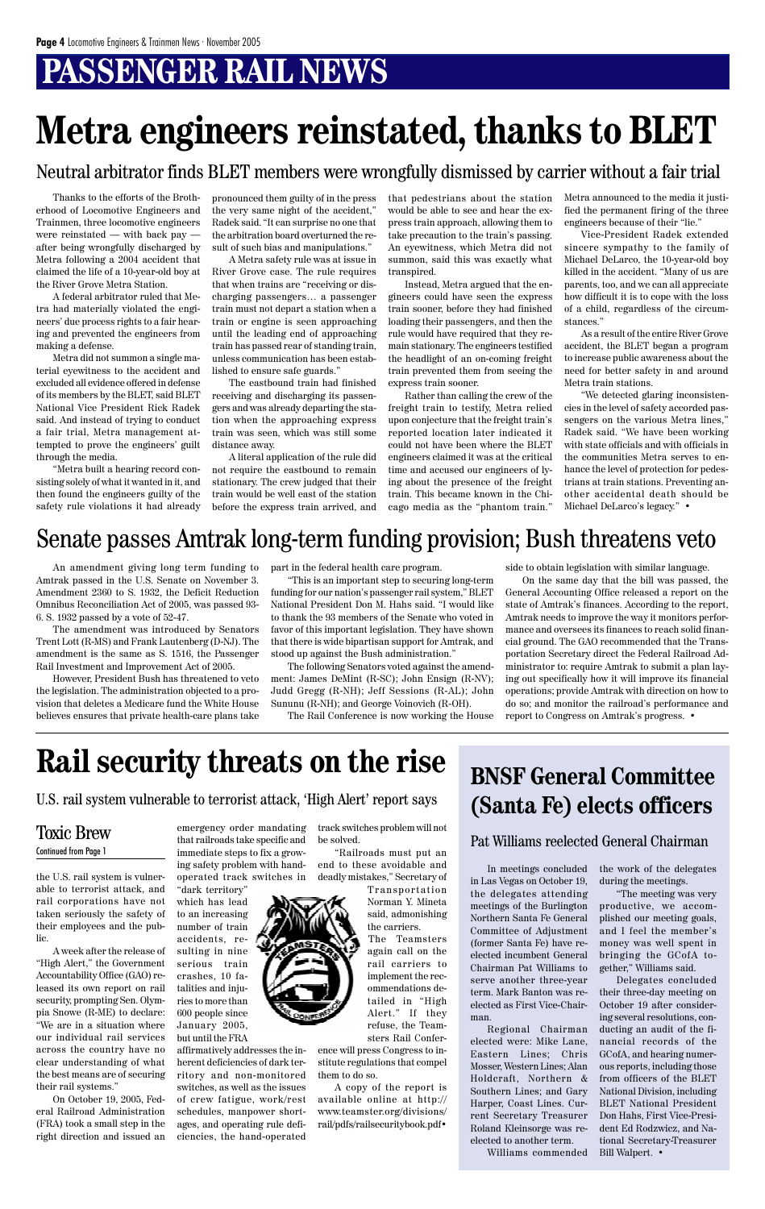# PASSENGER RAIL NEWS

# Metra engineers reinstated, thanks to BLET

## Neutral arbitrator finds BLET members were wrongfully dismissed by carrier without a fair trial

Thanks to the efforts of the Brotherhood of Locomotive Engineers and Trainmen, three locomotive engineers were reinstated — with back pay — after being wrongfully discharged by Metra following a 2004 accident that claimed the life of a 10-year-old boy at the River Grove Metra Station.

A federal arbitrator ruled that Metra had materially violated the engineers' due process rights to a fair hearing and prevented the engineers from making a defense.

Metra did not summon a single material eyewitness to the accident and excluded all evidence offered in defense of its members by the BLET, said BLET National Vice President Rick Radek said. And instead of trying to conduct a fair trial, Metra management attempted to prove the engineers' guilt through the media.

"Metra built a hearing record consisting solely of what it wanted in it, and then found the engineers guilty of the safety rule violations it had already pronounced them guilty of in the press the very same night of the accident," Radek said. "It can surprise no one that the arbitration board overturned the result of such bias and manipulations."

A Metra safety rule was at issue in River Grove case. The rule requires that when trains are "receiving or discharging passengers… a passenger train must not depart a station when a train or engine is seen approaching until the leading end of approaching train has passed rear of standing train, unless communication has been established to ensure safe guards."

The eastbound train had finished receiving and discharging its passengers and was already departing the station when the approaching express train was seen, which was still some distance away.

A literal application of the rule did not require the eastbound to remain stationary. The crew judged that their train would be well east of the station before the express train arrived, and that pedestrians about the station would be able to see and hear the express train approach, allowing them to take precaution to the train's passing. An eyewitness, which Metra did not summon, said this was exactly what transpired.

Instead, Metra argued that the engineers could have seen the express train sooner, before they had finished loading their passengers, and then the rule would have required that they remain stationary. The engineers testified the headlight of an on-coming freight train prevented them from seeing the express train sooner.

Rather than calling the crew of the freight train to testify, Metra relied upon conjecture that the freight train's reported location later indicated it could not have been where the BLET engineers claimed it was at the critical time and accused our engineers of lying about the presence of the freight train. This became known in the Chicago media as the "phantom train." Metra announced to the media it justified the permanent firing of the three engineers because of their "lie."

Vice-President Radek extended sincere sympathy to the family of Michael DeLarco, the 10-year-old boy killed in the accident. "Many of us are parents, too, and we can all appreciate how difficult it is to cope with the loss of a child, regardless of the circumstances."

As a result of the entire River Grove accident, the BLET began a program to increase public awareness about the need for better safety in and around Metra train stations.

"We detected glaring inconsistencies in the level of safety accorded passengers on the various Metra lines," Radek said. "We have been working with state officials and with officials in the communities Metra serves to enhance the level of protection for pedestrians at train stations. Preventing another accidental death should be Michael DeLarco's legacy." •

## Senate passes Amtrak long-term funding provision; Bush threatens veto

An amendment giving long term funding to Amtrak passed in the U.S. Senate on November 3. Amendment 2360 to S. 1932, the Deficit Reduction Omnibus Reconciliation Act of 2005, was passed 93-6. S. 1932 passed by a vote of 52-47.

The amendment was introduced by Senators Trent Lott (R-MS) and Frank Lautenberg (D-NJ). The amendment is the same as S. 1516, the Passenger Rail Investment and Improvement Act of 2005.

However, President Bush has threatened to veto the legislation. The administration objected to a provision that deletes a Medicare fund the White House believes ensures that private health-care plans take part in the federal health care program.

"This is an important step to securing long-term funding for our nation's passenger rail system," BLET National President Don M. Hahs said. "I would like to thank the 93 members of the Senate who voted in favor of this important legislation. They have shown that there is wide bipartisan support for Amtrak, and stood up against the Bush administration."

The following Senators voted against the amendment: James DeMint (R-SC); John Ensign (R-NV); Judd Gregg (R-NH); Jeff Sessions (R-AL); John Sununu (R-NH); and George Voinovich (R-OH).

The Rail Conference is now working the House side to obtain legislation with similar language.

On the same day that the bill was passed, the General Accounting Office released a report on the state of Amtrak's finances. According to the report, Amtrak needs to improve the way it monitors performance and oversees its finances to reach solid financial ground. The GAO recommended that the Transportation Secretary direct the Federal Railroad Administrator to: require Amtrak to submit a plan laying out specifically how it will improve its financial operations; provide Amtrak with direction on how to do so; and monitor the railroad's performance and report to Congress on Amtrak's progress. •

# Rail security threats on the rise

## U.S. rail system vulnerable to terrorist attack, 'High Alert' report says

### Toxic Brew

Continued from Page 1

the U.S. rail system is vulnerable to terrorist attack, and rail corporations have not taken seriously the safety of their employees and the public.

A week after the release of "High Alert," the Government Accountability Office (GAO) released its own report on rail security, prompting Sen. Olympia Snowe (R-ME) to declare: "We are in a situation where our individual rail services across the country have no clear understanding of what the best means are of securing their rail systems."

On October 19, 2005, Federal Railroad Administration (FRA) took a small step in the right direction and issued an emergency order mandating that railroads take specific and immediate steps to fix a growing safety problem with hand-operated track switches in "dark territory" which has lead to an increasing number of train accidents, resulting in nine serious train crashes, 10 fatalities and injuries to more than 600 people since January 2005, but until the FRA affirmatively addresses the inherent deficiencies of dark territory and non-monitored switches, as well as the issues of crew fatigue, work/rest schedules, manpower shortages, and operating rule deficiencies, the hand-operated track switches problem will not be solved.

"Railroads must put an end to these avoidable and deadly mistakes," Secretary of Transportation Norman Y. Mineta said, admonishing the carriers.

The Teamsters again call on the rail carriers to implement the recommendations detailed in "High Alert." If they refuse, the Teamsters Rail Conference will press Congress to institute regulations that compel them to do so.

A copy of the report is available online at http://www.teamster.org/divisions/rail/pdfs/railsecuritybook.pdf•

# BNSF General Committee (Santa Fe) elects officers

## Pat Williams reelected General Chairman

In meetings concluded in Las Vegas on October 19, the delegates attending meetings of the Burlington Northern Santa Fe General Committee of Adjustment (former Santa Fe) have re-elected incumbent General Chairman Pat Williams to serve another three-year term. Mark Banton was re-elected as First Vice-Chairman.

Regional Chairman elected were: Mike Lane, Eastern Lines; Chris Mosser, Western Lines; Alan Holdcraft, Northern & Southern Lines; and Gary Harper, Coast Lines. Current Secretary Treasurer Roland Kleinsorge was re-elected to another term.

Williams commended the work of the delegates during the meetings.

"The meeting was very productive, we accomplished our meeting goals, and I feel the member's money was well spent in bringing the GCofA together," Williams said.

Delegates concluded their three-day meeting on October 19 after considering several resolutions, conducting an audit of the financial records of the GCofA, and hearing numerous reports, including those from officers of the BLET National Division, including BLET National President Don Hahs, First Vice-President Ed Rodzwicz, and National Secretary-Treasurer Bill Walpert. •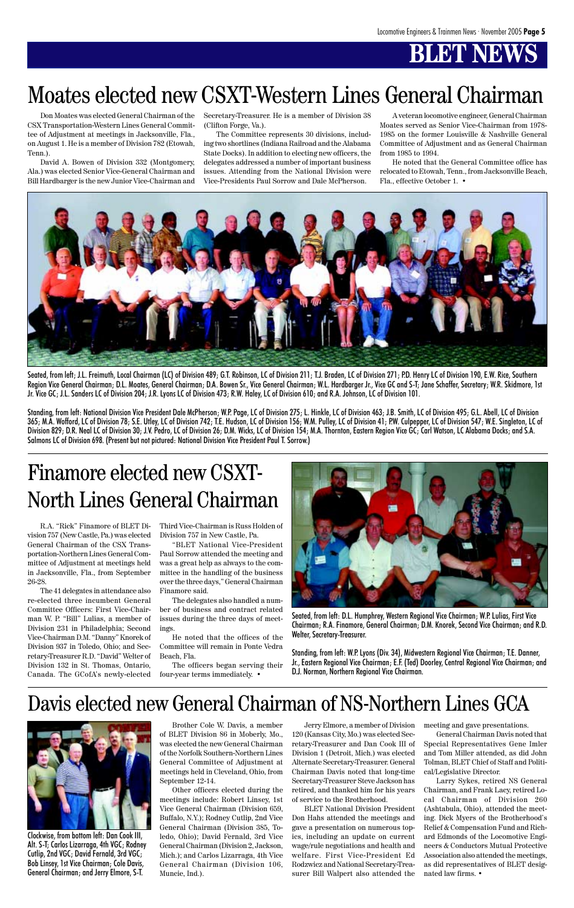# BLET NEWS

## Moates elected new CSXT-Western Lines General Chairman

Don Moates was elected General Chairman of the CSX Transportation-Western Lines General Committee of Adjustment at meetings in Jacksonville, Fla., on August 1. He is a member of Division 782 (Etowah, Tenn.).

David A. Bowen of Division 332 (Montgomery, Ala.) was elected Senior Vice-General Chairman and Bill Hardbarger is the new Junior Vice-Chairman and Secretary-Treasurer. He is a member of Division 38 (Clifton Forge, Va.).

The Committee represents 30 divisions, including two shortlines (Indiana Railroad and the Alabama State Docks). In addition to electing new officers, the delegates addressed a number of important business issues. Attending from the National Division were Vice-Presidents Paul Sorrow and Dale McPherson.

A veteran locomotive engineer, General Chairman Moates served as Senior Vice-Chairman from 1978-1985 on the former Louisville & Nashville General Committee of Adjustment and as General Chairman from 1985 to 1994.

He noted that the General Committee office has relocated to Etowah, Tenn., from Jacksonville Beach, Fla., effective October 1. •

Seated, from left; J.L. Freimuth, Local Chairman (LC) of Division 489; G.T. Robinson, LC of Division 211; T.J. Braden, LC of Division 271; P.D. Henry LC of Division 190, E.W. Rice, Southern Region Vice General Chairman; D.L. Moates, General Chairman; D.A. Bowen Sr., Vice General Chairman; W.L. Hardbarger Jr., Vice GC and S-T; Jane Schaffer, Secretary; W.R. Skidmore, 1st Jr. Vice GC; J.L. Sanders LC of Division 204; J.R. Lyons LC of Division 473; R.W. Haley, LC of Division 610; and R.A. Johnson, LC of Division 101.

Standing, from left: National Division Vice President Dale McPherson; W.P. Page, LC of Division 275; L. Hinkle, LC of Division 463; J.B. Smith, LC of Division 495; G.L. Abell, LC of Division 365; M.A. Wofford, LC of Division 78; S.E. Utley, LC of Division 742; T.E. Hudson, LC of Division 156; W.M. Pulley, LC of Division 41; P.W. Culpepper, LC of Division 547; W.E. Singleton, LC of Division 829; D.R. Neal LC of Division 30; J.V. Pedro, LC of Division 26; D.M. Wicks, LC of Division 154; M.A. Thornton, Eastern Region Vice GC; Carl Watson, LC Alabama Docks; and S.A. Salmons LC of Division 698. (Present but not pictured: National Division Vice President Paul T. Sorrow.)

## Finamore elected new CSXT-North Lines General Chairman

R.A. "Rick" Finamore of BLET Division 757 (New Castle, Pa.) was elected General Chairman of the CSX Transportation-Northern Lines General Committee of Adjustment at meetings held in Jacksonville, Fla., from September 26-28.

The 41 delegates in attendance also re-elected three incumbent General Committee Officers: First Vice-Chairman W. P. "Bill" Lulias, a member of Division 231 in Philadelphia; Second Vice-Chairman D.M. "Danny" Knorek of Division 937 in Toledo, Ohio; and Secretary-Treasurer R.D. "David" Welter of Division 132 in St. Thomas, Ontario, Canada. The GCofA's newly-elected Third Vice-Chairman is Russ Holden of Division 757 in New Castle, Pa.

"BLET National Vice-President Paul Sorrow attended the meeting and was a great help as always to the committee in the handling of the business over the three days," General Chairman Finamore said.

The delegates also handled a number of business and contract related issues during the three days of meetings.

He noted that the offices of the Committee will remain in Ponte Vedra Beach, Fla.

The officers began serving their four-year terms immediately. •

Seated, from left: D.L. Humphrey, Western Regional Vice Chairman; W.P. Lulias, First Vice Chairman; R.A. Finamore, General Chairman; D.M. Knorek, Second Vice Chairman; and R.D. Welter, Secretary-Treasurer.

Standing, from left: W.P. Lyons (Div. 34), Midwestern Regional Vice Chairman; T.E. Danner, Jr., Eastern Regional Vice Chairman; E.F. (Ted) Doorley, Central Regional Vice Chairman; and D.J. Norman, Northern Regional Vice Chairman.

## Davis elected new General Chairman of NS-Northern Lines GCA

Clockwise, from bottom left: Dan Cook III, Alt. S-T; Carlos Lizarraga, 4th VGC; Rodney Cutlip, 2nd VGC; David Fernald, 3rd VGC; Bob Linsey, 1st Vice Chairman; Cole Davis, General Chairman; and Jerry Elmore, S-T.

Brother Cole W. Davis, a member of BLET Division 86 in Moberly, Mo., was elected the new General Chairman of the Norfolk Southern-Northern Lines General Committee of Adjustment at meetings held in Cleveland, Ohio, from September 12-14.

Other officers elected during the meetings include: Robert Linsey, 1st Vice General Chairman (Division 659, Buffalo, N.Y.); Rodney Cutlip, 2nd Vice General Chairman (Division 385, Toledo, Ohio); David Fernald, 3rd Vice General Chairman (Division 2, Jackson, Mich.); and Carlos Lizarraga, 4th Vice General Chairman (Division 106, Muncie, Ind.).

Jerry Elmore, a member of Division 120 (Kansas City, Mo.) was elected Secretary-Treasurer and Dan Cook III of Division 1 (Detroit, Mich.) was elected Alternate Secretary-Treasurer. General Chairman Davis noted that long-time Secretary-Treasurer Steve Jackson has retired, and thanked him for his years of service to the Brotherhood.

BLET National Division President Don Hahs attended the meetings and gave a presentation on numerous topics, including an update on current wage/rule negotiations and health and welfare. First Vice-President Ed Rodzwicz and National Secretary-Treasurer Bill Walpert also attended the meeting and gave presentations.

General Chairman Davis noted that Special Representatives Gene Imler and Tom Miller attended, as did John Tolman, BLET Chief of Staff and Political/Legislative Director.

Larry Sykes, retired NS General Chairman, and Frank Lacy, retired Local Chairman of Division 260 (Ashtabula, Ohio), attended the meeting. Dick Myers of the Brotherhood's Relief & Compensation Fund and Richard Edmonds of the Locomotive Engineers & Conductors Mutual Protective Association also attended the meetings, as did representatives of BLET designated law firms. •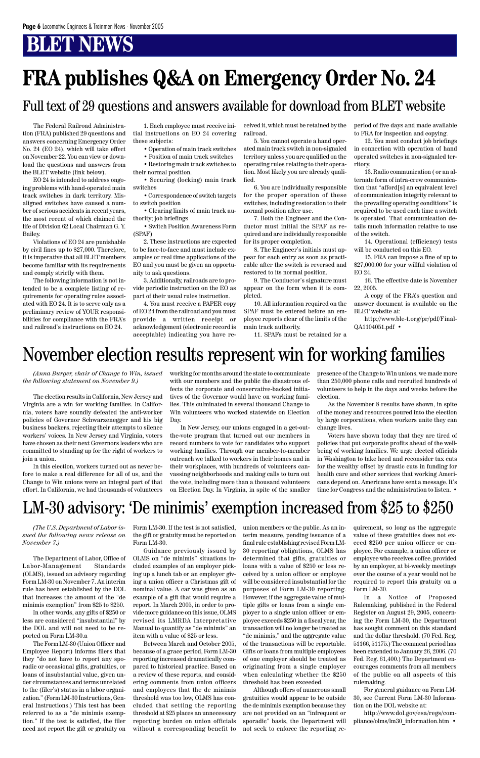# BLET NEWS

# FRA publishes Q&A on Emergency Order No. 24

## Full text of 29 questions and answers available for download from BLET website

The Federal Railroad Administration (FRA) published 29 questions and answers concerning Emergency Order No. 24 (EO 24), which will take effect on November 22. You can view or download the questions and answers from the BLET website (link below).

EO 24 is intended to address ongoing problems with hand-operated main track switches in dark territory. Misaligned switches have caused a number of serious accidents in recent years, the most recent of which claimed the life of Division 62 Local Chairman G. Y. Bailey.

Violations of EO 24 are punishable by civil fines up to $27,000. Therefore, it is imperative that all BLET members become familiar with its requirements and comply strictly with them.

The following information is not intended to be a complete listing of requirements for operating rules associated with EO 24. It is to serve only as a preliminary review of YOUR responsibilities for compliance with the FRA's and railroad's instructions on EO 24.

1. Each employee must receive initial instructions on EO 24 covering these subjects:

- Operation of main track switches
- Position of main track switches
- Restoring main track switches to their normal position.
- Securing (locking) main track switches
- Correspondence of switch targets to switch position
- Clearing limits of main track authority; job briefings
- Switch Position Awareness Form (SPAF)

2. These instructions are expected to be face-to-face and must include examples or real time applications of the EO and you must be given an opportunity to ask questions.

3. Additionally, railroads are to provide periodic instruction on the EO as part of their usual rules instruction.

4. You must receive a PAPER copy of EO 24 from the railroad and you must provide a written receipt or acknowledgement (electronic record is acceptable) indicating you have received it, which must be retained by the railroad.

5. You cannot operate a hand operated main track switch in non-signaled territory unless you are qualified on the operating rules relating to their operation. Most likely you are already qualified.

6. You are individually responsible for the proper operation of these switches, including restoration to their normal position after use.

7. Both the Engineer and the Conductor must initial the SPAF as required and are individually responsible for its proper completion.

8. The Engineer's initials must appear for each entry as soon as practicable after the switch is reversed and restored to its normal position.

9. The Conductor's signature must appear on the form when it is completed.

10. All information required on the SPAF must be entered before an employee reports clear of the limits of the main track authority.

11. SPAFs must be retained for a period of five days and made available to FRA for inspection and copying.

12. You must conduct job briefings in connection with operation of hand operated switches in non-signaled territory.

13. Radio communication ( or an alternate form of intra-crew communication that "afford[s] an equivalent level of communication integrity relevant to the prevailing operating conditions" is required to be used each time a switch is operated. That communication details much information relative to use of the switch.

14. Operational (efficiency) tests will be conducted on this EO.

15. FRA can impose a fine of up to $27,000.00 for your willful violation of EO 24.

16. The effective date is November 22, 2005.

A copy of the FRA's question and answer document is available on the BLET website at:

http://www.ble-t.org/pr/pdf/Final-QA1104051.pdf •

# November election results represent win for working families

*(Anna Burger, chair of Change to Win, issued the following statement on November 9.)*

The election results in California, New Jersey and Virginia are a win for working families. In California, voters have soundly defeated the anti-worker policies of Governor Schwarzenegger and his big business backers, rejecting their attempts to silence workers' voices. In New Jersey and Virginia, voters have chosen as their next Governors leaders who are committed to standing up for the right of workers to join a union.

In this election, workers turned out as never before to make a real difference for all of us, and the Change to Win unions were an integral part of that effort. In California, we had thousands of volunteers working for months around the state to communicate with our members and the public the disastrous effects the corporate and conservative-backed initiatives of the Governor would have on working families. This culminated in several thousand Change to Win volunteers who worked statewide on Election Day.

In New Jersey, our unions engaged in a get-out-the-vote program that turned out our members in record numbers to vote for candidates who support working families. Through our member-to-member outreach we talked to workers in their homes and in their workplaces, with hundreds of volunteers canvassing neighborhoods and making calls to turn out the vote, including more than a thousand volunteers on Election Day. In Virginia, in spite of the smaller presence of the Change to Win unions, we made more than 250,000 phone calls and recruited hundreds of volunteers to help in the days and weeks before the election.

As the November 8 results have shown, in spite of the money and resources poured into the election by large corporations, when workers unite they can change lives.

Voters have shown today that they are tired of policies that put corporate profits ahead of the well-being of working families. We urge elected officials in Washington to take heed and reconsider tax cuts for the wealthy offset by drastic cuts in funding for health care and other services that working Americans depend on. Americans have sent a message. It's time for Congress and the administration to listen. •

# LM-30 advisory: 'De minimis' exemption increased from $25 to $250

*(The U.S. Department of Labor issued the following news release on November 7.)*

The Department of Labor, Office of Labor-Management Standards (OLMS), issued an advisory regarding Form LM-30 on November 7. An interim rule has been established by the DOL that increases the amount of the "de minimis exemption" from $25 to $250.

In other words, any gifts of $250 or less are considered "insubstantial" by the DOL and will not need to be reported on Form LM-30.a

The Form LM-30 (Union Officer and Employee Report) informs filers that they "do not have to report any sporadic or occasional gifts, gratuities, or loans of insubstantial value, given under circumstances and terms unrelated to the (filer's) status in a labor organization." (Form LM-30 Instructions, General Instructions.) This test has been referred to as a "de minimis exemption." If the test is satisfied, the filer need not report the gift or gratuity on Form LM-30. If the test is not satisfied, the gift or gratuity must be reported on Form LM-30.

Guidance previously issued by OLMS on "de minimis" situations included examples of an employer picking up a lunch tab or an employer giving a union officer a Christmas gift of nominal value. A car was given as an example of a gift that would require a report. In March 2005, in order to provide more guidance on this exemption, OLMS revised its LMRDA Interpretative Manual to quantify as "de minimis" an item with a value of $25 or less.

Between March and October 2005, because of a grace period, Form LM-30 reporting increased dramatically compared to historical practice. Based on a review of these reports, and considering comments from union officers and employees that the de minimis threshold was too low, OLMS has concluded that setting the reporting threshold at $25 places an unnecessary reporting burden on union officials without a corresponding benefit to union members or the public. As an interim measure, pending issuance of a final rule establishing revised Form LM-30 reporting obligations, OLMS has determined that gifts, gratuities or loans with a value of $250 or less received by a union officer or employee will be considered insubstantial for the purposes of Form LM-30 reporting. However, if the aggregate value of multiple gifts or loans from a single employer to a single union officer or employee exceeds $250 in a fiscal year, the transaction will no longer be treated as "de minimis," and the aggregate value of the transactions will be reportable. Gifts or loans from multiple employees of one employer should be treated as originating from a single employer when calculating whether the $250 threshold has been exceeded.

Although offers of numerous small gratuities would appear to be outside the de minimis exemption because they are not provided on an "infrequent or sporadic" basis, the Department will not seek to enforce the reporting requirement, so long as the aggregate value of these gratuities does not exceed $250 per union officer or employee. For example, a union officer or employee who receives coffee, provided by an employer, at bi-weekly meetings over the course of a year would not be required to report this gratuity on a Form LM-30.

In a Notice of Proposed Rulemaking, published in the Federal Register on August 29, 2005, concerning the Form LM-30, the Department has sought comment on this standard and the dollar threshold. (70 Fed. Reg. 51166, 51175.) The comment period has been extended to January 26, 2006. (70 Fed. Reg. 61,400.) The Department encourages comments from all members of the public on all aspects of this rulemaking.

For general guidance on Form LM-30, see Current Form LM-30 Information on the DOL website at:

http://www.dol.gov/esa/regs/compliance/olms/lm30_information.htm •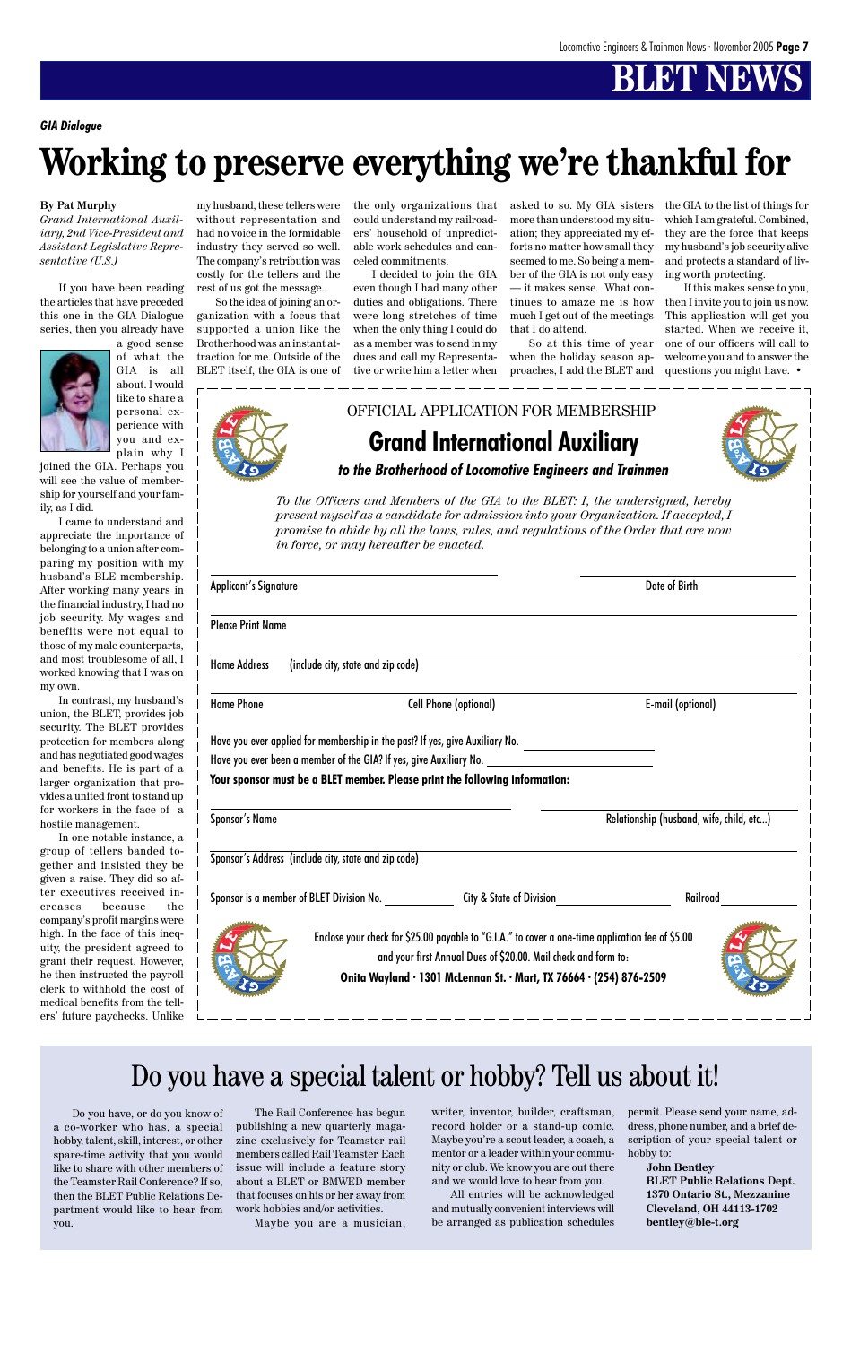*GIA Dialogue*

# Working to preserve everything we're thankful for

**By Pat Murphy**
*Grand International Auxiliary, 2nd Vice-President and Assistant Legislative Representative (U.S.)*

If you have been reading the articles that have preceded this one in the GIA Dialogue series, then you already have a good sense of what the GIA is all about. I would like to share a personal experience with you and explain why I joined the GIA. Perhaps you will see the value of membership for yourself and your family, as I did.

I came to understand and appreciate the importance of belonging to a union after comparing my position with my husband's BLE membership. After working many years in the financial industry, I had no job security. My wages and benefits were not equal to those of my male counterparts, and most troublesome of all, I worked knowing that I was on my own.

In contrast, my husband's union, the BLET, provides job security. The BLET provides protection for members along and has negotiated good wages and benefits. He is part of a larger organization that provides a united front to stand up for workers in the face of a hostile management.

In one notable instance, a group of tellers banded together and insisted they be given a raise. They did so after executives received increases because the company's profit margins were high. In the face of this inequity, the president agreed to grant their request. However, he then instructed the payroll clerk to withhold the cost of medical benefits from the tellers' future paychecks. Unlike my husband, these tellers were without representation and had no voice in the formidable industry they served so well. The company's retribution was costly for the tellers and the rest of us got the message.

So the idea of joining an organization with a focus that supported a union like the Brotherhood was an instant attraction for me. Outside of the BLET itself, the GIA is one of the only organizations that could understand my railroaders' household of unpredictable work schedules and canceled commitments.

I decided to join the GIA even though I had many other duties and obligations. There were long stretches of time when the only thing I could do as a member was to send in my dues and call my Representative or write him a letter when asked to so. My GIA sisters more than understood my situation; they appreciated my efforts no matter how small they seemed to me. So being a member of the GIA is not only easy — it makes sense. What continues to amaze me is how much I get out of the meetings that I do attend.

So at this time of year when the holiday season approaches, I add the BLET and the GIA to the list of things for which I am grateful. Combined, they are the force that keeps my husband's job security alive and protects a standard of living worth protecting.

If this makes sense to you, then I invite you to join us now. This application will get you started. When we receive it, one of our officers will call to welcome you and to answer the questions you might have. •

---

OFFICIAL APPLICATION FOR MEMBERSHIP

## Grand International Auxiliary

***to the Brotherhood of Locomotive Engineers and Trainmen***

*To the Officers and Members of the GIA to the BLET: I, the undersigned, hereby present myself as a candidate for admission into your Organization. If accepted, I promise to abide by all the laws, rules, and regulations of the Order that are now in force, or may hereafter be enacted.*

Applicant's Signature ______________________ Date of Birth ______________________

Please Print Name ______________________

Home Address (include city, state and zip code) ______________________

Home Phone ______________ Cell Phone (optional) ______________ E-mail (optional) ______________

Have you ever applied for membership in the past? If yes, give Auxiliary No. ______________

Have you ever been a member of the GIA? If yes, give Auxiliary No. ______________

**Your sponsor must be a BLET member. Please print the following information:**

Sponsor's Name ______________________ Relationship (husband, wife, child, etc...) ______________________

Sponsor's Address (include city, state and zip code) ______________________

Sponsor is a member of BLET Division No. ________ City & State of Division ______________ Railroad ______________

Enclose your check for $25.00 payable to "G.I.A." to cover a one-time application fee of $5.00 and your first Annual Dues of $20.00. Mail check and form to:

**Onita Wayland · 1301 McLennan St. · Mart, TX 76664 · (254) 876-2509**

---

# Do you have a special talent or hobby? Tell us about it!

Do you have, or do you know of a co-worker who has, a special hobby, talent, skill, interest, or other spare-time activity that you would like to share with other members of the Teamster Rail Conference? If so, then the BLET Public Relations Department would like to hear from you.

The Rail Conference has begun publishing a new quarterly magazine exclusively for Teamster rail members called Rail Teamster. Each issue will include a feature story about a BLET or BMWED member that focuses on his or her away from work hobbies and/or activities.

Maybe you are a musician, writer, inventor, builder, craftsman, record holder or a stand-up comic. Maybe you're a scout leader, a coach, a mentor or a leader within your community or club. We know you are out there and we would love to hear from you.

All entries will be acknowledged and mutually convenient interviews will be arranged as publication schedules permit. Please send your name, address, phone number, and a brief description of your special talent or hobby to:

**John Bentley**
**BLET Public Relations Dept.**
**1370 Ontario St., Mezzanine**
**Cleveland, OH 44113-1702**
**bentley@ble-t.org**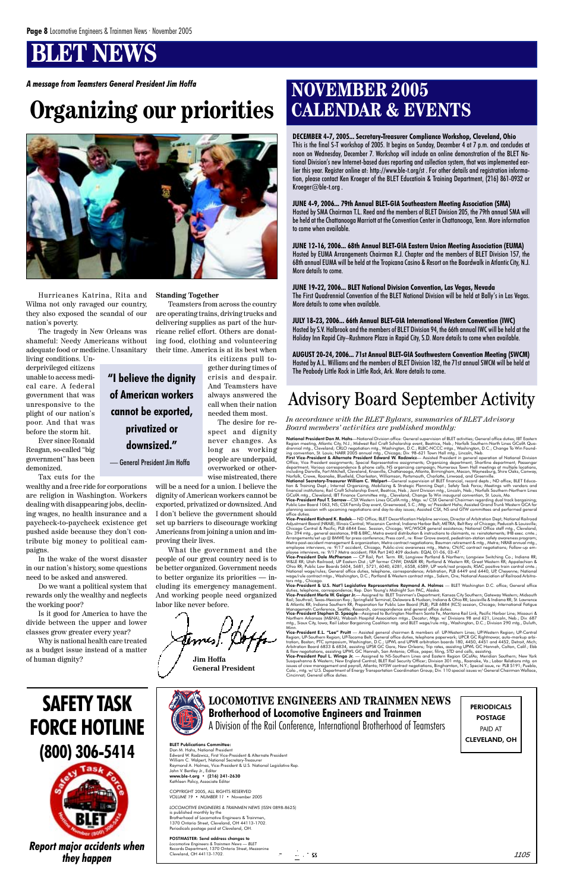# BLET NEWS

*A message from Teamsters General President Jim Hoffa*

# Organizing our priorities

Hurricanes Katrina, Rita and Wilma not only ravaged our country, they also exposed the scandal of our nation's poverty.

The tragedy in New Orleans was shameful: Needy Americans without adequate food or medicine. Unsanitary living conditions. Underprivileged citizens unable to access medical care. A federal government that was unresponsive to the plight of our nation's poor. And that was before the storm hit.

Ever since Ronald Reagan, so-called "big government" has been demonized.

Tax cuts for the wealthy and a free ride for corporations are religion in Washington. Workers dealing with disappearing jobs, declining wages, no health insurance and a paycheck-to-paycheck existence get pushed aside because they don't contribute big money to political campaigns.

In the wake of the worst disaster in our nation's history, some questions need to be asked and answered.

Do we want a political system that rewards only the wealthy and neglects the working poor?

Is it good for America to have the divide between the upper and lower classes grow greater every year?

Why is national health care treated as a budget issue instead of a matter of human dignity?

**Standing Together**

Teamsters from across the country are operating trains, driving trucks and delivering supplies as part of the hurricane relief effort. Others are donating food, clothing and volunteering their time. America is at its best when its citizens pull together during times of crisis and despair. And Teamsters have always answered the call when their nation needed them most.

The desire for respect and dignity never changes. As long as working people are underpaid, overworked or otherwise mistreated, there will be a need for a union. I believe the dignity of American workers cannot be exported, privatized or downsized. And I don't believe the government should set up barriers to discourage working Americans from joining a union and improving their lives.

What the government and the people of our great country need is to be better organized. Government needs to better organize its priorities — including its emergency management. And working people need organized labor like never before.

> **"I believe the dignity of American workers cannot be exported, privatized or downsized."**
> — General President Jim Hoffa

**Jim Hoffa**
**General President**

# NOVEMBER 2005 CALENDAR & EVENTS

**DECEMBER 4-7, 2005... Secretary-Treasurer Compliance Workshop, Cleveland, Ohio**
This is the final S-T workshop of 2005. It begins on Sunday, December 4 at 7 p.m. and concludes at noon on Wednesday, December 7. Workshop will include an online demonstration of the BLET National Division's new Internet-based dues reporting and collection system, that was implemented earlier this year. Register online at: http://www.ble-t.org/st . For other details and registration information, please contact Ken Kroeger of the BLET Educatioin & Training Department, (216) 861-0932 or Kroeger@ble-t.org .

**JUNE 4-9, 2006... 79th Annual BLET-GIA Southeastern Meeting Association (SMA)**
Hosted by SMA Chairman T.L. Reed and the members of BLET Division 205, the 79th annual SMA will be held at the Chattanooga Marriott at the Convention Center in Chattanooga, Tenn. More information to come when available.

**JUNE 12-16, 2006... 68th Annual BLET-GIA Eastern Union Meeting Association (EUMA)**
Hosted by EUMA Arrangements Chairman R.J. Chapter and the members of BLET Division 157, the 68th annual EUMA will be held at the Tropicana Casino & Resort on the Boardwalk in Atlantic City, N.J. More details to come.

**JUNE 19-22, 2006... BLET National Division Convention, Las Vegas, Nevada**
The First Quadrennial Convention of the BLET National Division will be held at Bally's in Las Vegas. More details to come when available.

**JULY 18-23, 2006... 66th Annual BLET-GIA International Western Convention (IWC)**
Hosted by S.V. Halbrook and the members of BLET Division 94, the 66th annual IWC will be held at the Holiday Inn Rapid City–Rushmore Plaza in Rapid City, S.D. More details to come when available.

**AUGUST 20-24, 2006... 71st Annual BLET-GIA Southwestern Convention Meeting (SWCM)**
Hosted by A.L. Williams and the members of BLET Division 182, the 71st annual SWCM will be held at The Peabody Little Rock in Little Rock, Ark. More details to come.

# Advisory Board September Activity

*In accordance with the BLET Bylaws, summaries of BLET Advisory Board members' activities are published monthly:*

**National President Don M. Hahs**—National Division office: General supervision of BLET activities; General office duties; IBT Eastern Region meeting, Atlantic City, N.J.; Midwest Rail Craft Scholarship event, Beatrice, Neb.; Norfolk Southern-North Lines GCofA Quadrennial mtg., Cleveland; CRLO negotiation mtg., Washington, D.C.; RLEC-NCCC mtgs., Washington, D.C.; Change To Win founding convention, St. Louis; NARR 2005 annual mtg., Chicago; Div. 98-621 Town Hall mtg., Lincoln, Neb.

**First Vice-President & Alternate President Edward W. Rodzwicz**— Assisted President in general operation of National Division Office; Vice President assignments; Special Representative assignments; Organizing department; Shortline department; Passenger department; Various correspondence & phone calls; NS organizing campaign; Numerous Town Hall meetings at multiple locations, including Danville, Fort Mitchell, Cleveland, Knoxville, Chattanooga, Atlanta, Birmingham, Macon, Waynesburg, Shire Oaks, Conway, Norfolk, Crewe, Roanoke, Bluefield, Charleston, Williamson, Portsmouth, Charlotte, Linwood, and Greenville.

**National Secretary-Treasurer William C. Walpert**—General supervision of BLET financial, record depts.; ND office; BLET Education & Training Dept.; Internal Organizing, Mobilizing & Strategic Planning Dept.; Safety Task Force; Meetings with vendors and financial institutions; Rail Craft Scholarship Event, Beatrice, Neb.; Joint Division mtg., Lincoln, Neb.; Norfolk Southern-Northern Lines GCofA mtg., Cleveland; IBT Finance Committee mtg., Cleveland; Change To Win inaugural convention, St. Louis, Mo.

**Vice-President Paul T. Sorrow**—CSX Western Lines GCofA mtg.; Mtgs. w/ CSX General Chairmen regarding dual track bargaining; Public Law Board 1063, NS; CSX Family Day event, Greenwood, S.C.; Mtg. w/ President Hahs; Assisted Grand Trunk Western GCA for planning session with upcoming negotiations and day-to-day issues; Assisted CSX, NS and GTW committees and performed general office duties.

**Vice-President Richard K. Radek**— ND Office; BLET Decertification Helpline services; Director of Arbitration Dept; National Railroad Adjustment Board (NRAB); Illinois Central; Wisconsin Central; Indiana Harbor Belt; METRA; Belt Rwy. of Chicago; Paducah & Louisville, Chicago Central & Pacific; PLB 6844 Exec. Session, Chicago; WC/WSOR general assistance; National Office staff mtg., Cleveland; Div. 394 mtg., general assistance, IHB & BRC; Metra award distribution & instructions to claimants, re: reinstatements; IHB exec. cmte.; Arrangements/set up @ BMWE for press conference; Press conf., re: River Grove award, pedestrian-station safety awareness program; Metra post-accident management & organization; Metra contract negotiations; Bauman retirement & mtg., Metra; NRAB annual mtg., employee interviews, re: 9/17 accident, Chicago; Public-civic awareness mtg., Metra; CN/IC contract negotiations; Follow-up employee interviews, re: 9/17 Metra accident; FRA Part 240.409 dockets: EQAL 01-06, 03-47.

**Vice-President Dale McPherson** — CP Rail; Port. Term. RR; Longview Portland & Northern; Longview Switching Co.; Indiana RR; W&LE RR; Utah Railroad; UP Eastern Dist.; UP former CNW; DM&IR RR; Portland & Western RR; Great Western RR; Appalachian & Ohio RR; Public Law Boards 5604, 5681, 5721, 6040, 6281, 6558, 6589; UP work/rest projects; RSAC positive train control cmte.; National wage/rules, General office duties, telephone, correspondence; Arbitration, PLB 6449 and 6440, UP, Cheyenne; National wage/rule contract mtgs., Washington, D.C.; Portland & Western contract mtgs., Salem, Ore; National Association of Railroad Arbitrators mtg., Chicago.

**Vice-President & U.S. Nat'l Legislative Representative Raymond A. Holmes** — BLET Washington D.C. office; General office duties, telephone, correspondence; Rep. Don Young's Midnight Sun PAC, Alaska.

**Vice-President Merle W. Geiger Jr.**—Assigned to: BLET Trainmen's Department; Kansas City Southern; Gateway Western; Midsouth Rail; Southrail; Texas-Mexican Rwy.; Springfield Terminal, Delaware & Hudson; Indiana & Ohio RR; Louisville & Indiana RR, St. Lawrence & Atlantic RR; Indiana Southern RR; Preparation for Public Law Board (PLB), PLB 6884 (KCS) session, Chicago; International Fatigue Managemetn Conference, Seattle; Research, correspondence and general office duties.

**Vice-President Stephen D. Speagle**—Assigned to Burlington Northern Santa Fe, Montana Rail Link, Pacific Harbor Line; Missouri & Northern Arkansas (M&NA); Wabash Hospital Association mtgs., Decatur; Mtgs. w/ Divisions 98 and 621, Lincoln, Neb.; Div. 687 mtg., Sioux City, Iowa; Rail Labor Bargaining Coalition mtg. and BLET wage/rule mtg., Washington, D.C.; Division 290 mtg., Duluth, Minn.

**Vice-President E.L. "Lee" Pruitt** — Assisted general chairmen & members of: UP-Western Lines; UP-Western Region; UP-Central Region; UP-Southern Region; UP-Tacoma Belt; General office duties, telephone paperwork; UPCR GC Righthouse; auto-markup arbitration, Boston; PTC symposium, Washington, D.C.; UPWL and UPWR arbitration boards 180, 4450, 4451 and 4452, Detroit, Mich; Arbitration Board 6833 & 6834, assisting UPSR GC Gore, New Orleans; Trip rates, assisting UPWL GC Hannah, Colton, Calif.; Ebb & flow negotiations, assisting UPWL GC Hannah, San Antonio; Office, paper, filing, STD and calls, assisting.

**Vice-President L. Wingo Jr.** — Assigned to NS-Southern Lines and Eastern Region GCofAs; Meridian Southern; New York Susquehanna & Western; New England Central; BLET Rail Security Officer; Division 301 mtg., Roanoke, Va.; Labor Relations mtg. on issues of crew management and payroll, Atlanta; NYSW contract negotiations, Binghamton, N.Y.; Special issue, re: PLB 5191; Pueblo, Colo., mtg. w/ U.S. Department of Energy Transportation Coordination Group; Div. 110 special issues w/ General Chairman Wallace, Cincinnati; General office duties.

# SAFETY TASK FORCE HOTLINE
# (800) 306-5414

***Report major accidents when they happen***

## LOCOMOTIVE ENGINEERS AND TRAINMEN NEWS
### Brotherhood of Locomotive Engineers and Trainmen
A Division of the Rail Conference, International Brotherhood of Teamsters

**BLET Publications Committee:**
Don M. Hahs, National President
Edward W. Rodzwicz, First Vice-President & Alternate President
William C. Walpert, National Secretary-Treasurer
Raymond A. Holmes, Vice-President & U.S. National Legislative Rep.
John V. Bentley Jr., Editor
**www.ble-t.org • (216) 241-2630**
Kathleen Policy, Associate Editor

COPYRIGHT 2005, ALL RIGHTS RESERVED
*VOLUME 19 • NUMBER 11 • November 2005*

*LOCOMOTIVE ENGINEERS & TRAINMEN NEWS* (ISSN 0898-8625) is published monthly by the Brotherhood of Locomotive Engineers & Trainmen, 1370 Ontario Street, Cleveland, OH 44113-1702. Periodicals postage paid at Cleveland, OH.

**POSTMASTER: Send address changes to**
*Locomotive Engineers & Trainmen News — BLET*
Records Department, 1370 Ontario Street, Mezzanine
Cleveland, OH 44113-1702.

**PERIODICALS POSTAGE PAID AT CLEVELAND, OH**